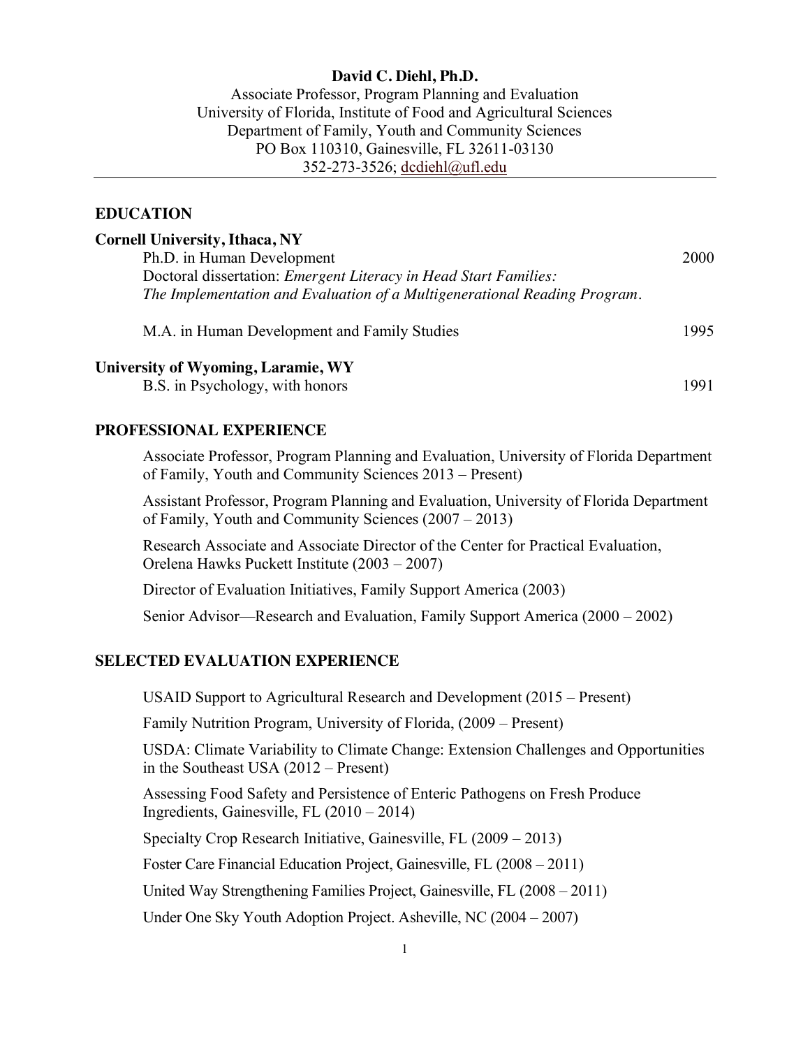**David C. Diehl, Ph.D.**
Associate Professor, Program Planning and Evaluation
University of Florida, Institute of Food and Agricultural Sciences
Department of Family, Youth and Community Sciences
PO Box 110310, Gainesville, FL 32611-03130
352-273-3526; dcdiehl@ufl.edu

## EDUCATION

**Cornell University, Ithaca, NY**

Ph.D. in Human Development — 2000
Doctoral dissertation: *Emergent Literacy in Head Start Families: The Implementation and Evaluation of a Multigenerational Reading Program*.

M.A. in Human Development and Family Studies — 1995

**University of Wyoming, Laramie, WY**

B.S. in Psychology, with honors — 1991

## PROFESSIONAL EXPERIENCE

Associate Professor, Program Planning and Evaluation, University of Florida Department of Family, Youth and Community Sciences 2013 – Present)

Assistant Professor, Program Planning and Evaluation, University of Florida Department of Family, Youth and Community Sciences (2007 – 2013)

Research Associate and Associate Director of the Center for Practical Evaluation, Orelena Hawks Puckett Institute (2003 – 2007)

Director of Evaluation Initiatives, Family Support America (2003)

Senior Advisor—Research and Evaluation, Family Support America (2000 – 2002)

## SELECTED EVALUATION EXPERIENCE

USAID Support to Agricultural Research and Development (2015 – Present)

Family Nutrition Program, University of Florida, (2009 – Present)

USDA: Climate Variability to Climate Change: Extension Challenges and Opportunities in the Southeast USA (2012 – Present)

Assessing Food Safety and Persistence of Enteric Pathogens on Fresh Produce Ingredients, Gainesville, FL (2010 – 2014)

Specialty Crop Research Initiative, Gainesville, FL (2009 – 2013)

Foster Care Financial Education Project, Gainesville, FL (2008 – 2011)

United Way Strengthening Families Project, Gainesville, FL (2008 – 2011)

Under One Sky Youth Adoption Project. Asheville, NC (2004 – 2007)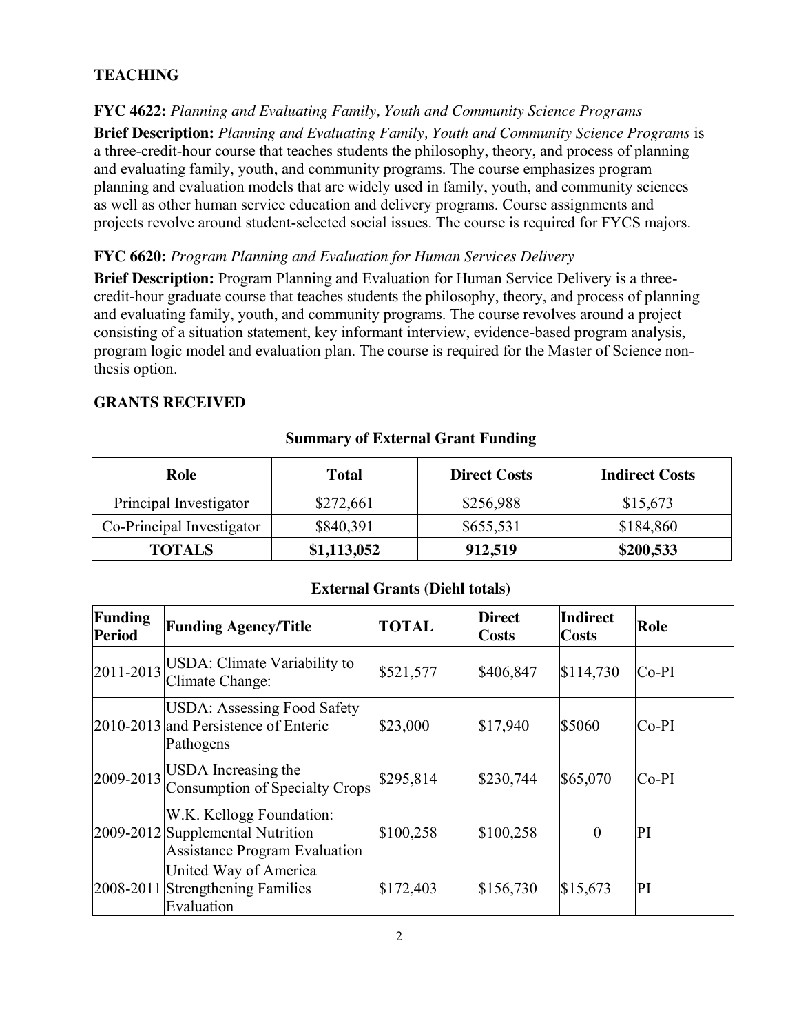## TEACHING

**FYC 4622:** *Planning and Evaluating Family, Youth and Community Science Programs*

**Brief Description:** *Planning and Evaluating Family, Youth and Community Science Programs* is a three-credit-hour course that teaches students the philosophy, theory, and process of planning and evaluating family, youth, and community programs. The course emphasizes program planning and evaluation models that are widely used in family, youth, and community sciences as well as other human service education and delivery programs. Course assignments and projects revolve around student-selected social issues. The course is required for FYCS majors.

**FYC 6620:** *Program Planning and Evaluation for Human Services Delivery*

**Brief Description:** Program Planning and Evaluation for Human Service Delivery is a three-credit-hour graduate course that teaches students the philosophy, theory, and process of planning and evaluating family, youth, and community programs. The course revolves around a project consisting of a situation statement, key informant interview, evidence-based program analysis, program logic model and evaluation plan. The course is required for the Master of Science non-thesis option.

## GRANTS RECEIVED

**Summary of External Grant Funding**

| Role | Total | Direct Costs | Indirect Costs |
| --- | --- | --- | --- |
| Principal Investigator | $272,661 | $256,988 | $15,673 |
| Co-Principal Investigator | $840,391 | $655,531 | $184,860 |
| **TOTALS** | **$1,113,052** | **912,519** | **$200,533** |

**External Grants (Diehl totals)**

| Funding Period | Funding Agency/Title | TOTAL | Direct Costs | Indirect Costs | Role |
| --- | --- | --- | --- | --- | --- |
| 2011-2013 | USDA: Climate Variability to Climate Change: | $521,577 | $406,847 | $114,730 | Co-PI |
| 2010-2013 | USDA: Assessing Food Safety and Persistence of Enteric Pathogens | $23,000 | $17,940 | $5060 | Co-PI |
| 2009-2013 | USDA Increasing the Consumption of Specialty Crops | $295,814 | $230,744 | $65,070 | Co-PI |
| 2009-2012 | W.K. Kellogg Foundation: Supplemental Nutrition Assistance Program Evaluation | $100,258 | $100,258 | 0 | PI |
| 2008-2011 | United Way of America Strengthening Families Evaluation | $172,403 | $156,730 | $15,673 | PI |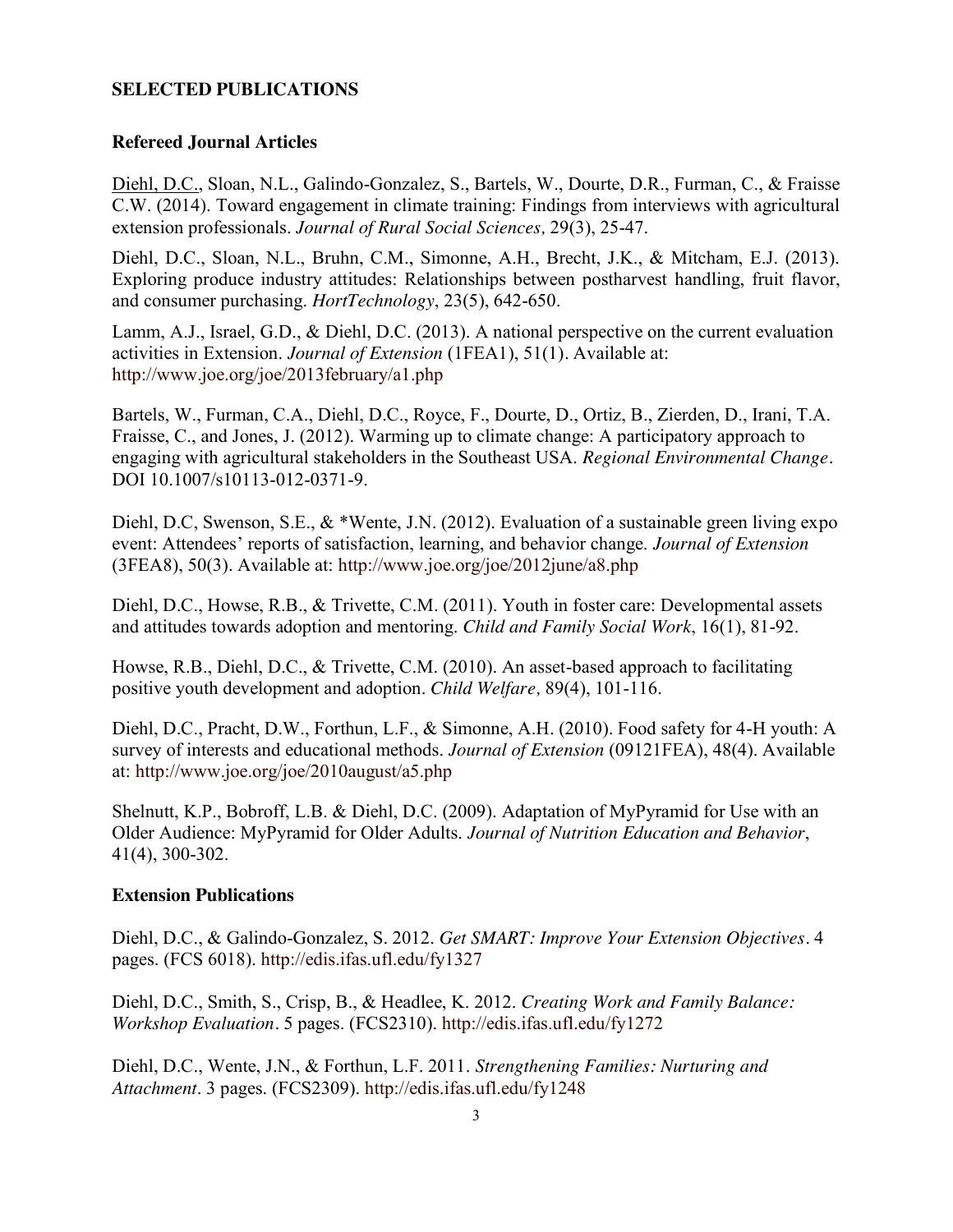## SELECTED PUBLICATIONS

### Refereed Journal Articles

Diehl, D.C., Sloan, N.L., Galindo-Gonzalez, S., Bartels, W., Dourte, D.R., Furman, C., & Fraisse C.W. (2014). Toward engagement in climate training: Findings from interviews with agricultural extension professionals. *Journal of Rural Social Sciences,* 29(3), 25-47.

Diehl, D.C., Sloan, N.L., Bruhn, C.M., Simonne, A.H., Brecht, J.K., & Mitcham, E.J. (2013). Exploring produce industry attitudes: Relationships between postharvest handling, fruit flavor, and consumer purchasing. *HortTechnology*, 23(5), 642-650.

Lamm, A.J., Israel, G.D., & Diehl, D.C. (2013). A national perspective on the current evaluation activities in Extension. *Journal of Extension* (1FEA1), 51(1). Available at: http://www.joe.org/joe/2013february/a1.php

Bartels, W., Furman, C.A., Diehl, D.C., Royce, F., Dourte, D., Ortiz, B., Zierden, D., Irani, T.A. Fraisse, C., and Jones, J. (2012). Warming up to climate change: A participatory approach to engaging with agricultural stakeholders in the Southeast USA. *Regional Environmental Change*. DOI 10.1007/s10113-012-0371-9.

Diehl, D.C, Swenson, S.E., & *Wente, J.N. (2012). Evaluation of a sustainable green living expo event: Attendees' reports of satisfaction, learning, and behavior change. *Journal of Extension* (3FEA8), 50(3). Available at: http://www.joe.org/joe/2012june/a8.php

Diehl, D.C., Howse, R.B., & Trivette, C.M. (2011). Youth in foster care: Developmental assets and attitudes towards adoption and mentoring. *Child and Family Social Work*, 16(1), 81-92.

Howse, R.B., Diehl, D.C., & Trivette, C.M. (2010). An asset-based approach to facilitating positive youth development and adoption. *Child Welfare,* 89(4), 101-116.

Diehl, D.C., Pracht, D.W., Forthun, L.F., & Simonne, A.H. (2010). Food safety for 4-H youth: A survey of interests and educational methods. *Journal of Extension* (09121FEA), 48(4). Available at: http://www.joe.org/joe/2010august/a5.php

Shelnutt, K.P., Bobroff, L.B. & Diehl, D.C. (2009). Adaptation of MyPyramid for Use with an Older Audience: MyPyramid for Older Adults. *Journal of Nutrition Education and Behavior*, 41(4), 300-302.

### Extension Publications

Diehl, D.C., & Galindo-Gonzalez, S. 2012. *Get SMART: Improve Your Extension Objectives*. 4 pages. (FCS 6018). http://edis.ifas.ufl.edu/fy1327

Diehl, D.C., Smith, S., Crisp, B., & Headlee, K. 2012. *Creating Work and Family Balance: Workshop Evaluation*. 5 pages. (FCS2310). http://edis.ifas.ufl.edu/fy1272

Diehl, D.C., Wente, J.N., & Forthun, L.F. 2011. *Strengthening Families: Nurturing and Attachment*. 3 pages. (FCS2309). http://edis.ifas.ufl.edu/fy1248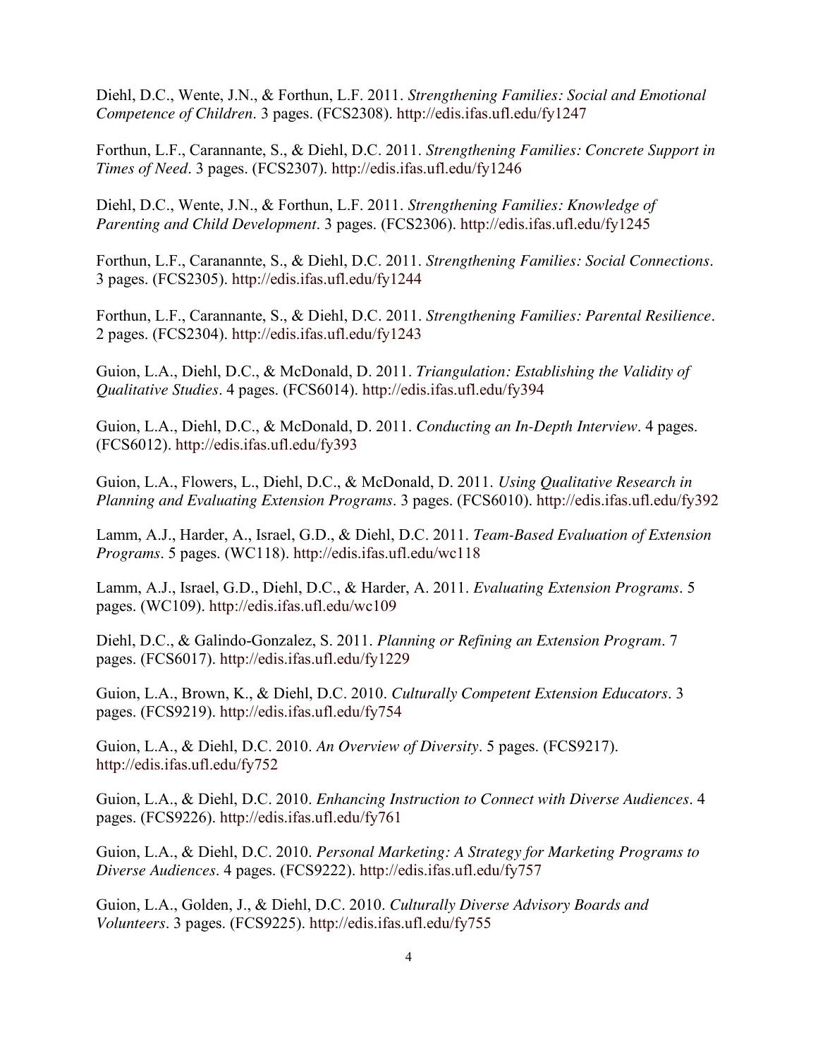Diehl, D.C., Wente, J.N., & Forthun, L.F. 2011. *Strengthening Families: Social and Emotional Competence of Children*. 3 pages. (FCS2308). http://edis.ifas.ufl.edu/fy1247

Forthun, L.F., Carannante, S., & Diehl, D.C. 2011. *Strengthening Families: Concrete Support in Times of Need*. 3 pages. (FCS2307). http://edis.ifas.ufl.edu/fy1246

Diehl, D.C., Wente, J.N., & Forthun, L.F. 2011. *Strengthening Families: Knowledge of Parenting and Child Development*. 3 pages. (FCS2306). http://edis.ifas.ufl.edu/fy1245

Forthun, L.F., Caranannte, S., & Diehl, D.C. 2011. *Strengthening Families: Social Connections*. 3 pages. (FCS2305). http://edis.ifas.ufl.edu/fy1244

Forthun, L.F., Carannante, S., & Diehl, D.C. 2011. *Strengthening Families: Parental Resilience*. 2 pages. (FCS2304). http://edis.ifas.ufl.edu/fy1243

Guion, L.A., Diehl, D.C., & McDonald, D. 2011. *Triangulation: Establishing the Validity of Qualitative Studies*. 4 pages. (FCS6014). http://edis.ifas.ufl.edu/fy394

Guion, L.A., Diehl, D.C., & McDonald, D. 2011. *Conducting an In-Depth Interview*. 4 pages. (FCS6012). http://edis.ifas.ufl.edu/fy393

Guion, L.A., Flowers, L., Diehl, D.C., & McDonald, D. 2011. *Using Qualitative Research in Planning and Evaluating Extension Programs*. 3 pages. (FCS6010). http://edis.ifas.ufl.edu/fy392

Lamm, A.J., Harder, A., Israel, G.D., & Diehl, D.C. 2011. *Team-Based Evaluation of Extension Programs*. 5 pages. (WC118). http://edis.ifas.ufl.edu/wc118

Lamm, A.J., Israel, G.D., Diehl, D.C., & Harder, A. 2011. *Evaluating Extension Programs*. 5 pages. (WC109). http://edis.ifas.ufl.edu/wc109

Diehl, D.C., & Galindo-Gonzalez, S. 2011. *Planning or Refining an Extension Program*. 7 pages. (FCS6017). http://edis.ifas.ufl.edu/fy1229

Guion, L.A., Brown, K., & Diehl, D.C. 2010. *Culturally Competent Extension Educators*. 3 pages. (FCS9219). http://edis.ifas.ufl.edu/fy754

Guion, L.A., & Diehl, D.C. 2010. *An Overview of Diversity*. 5 pages. (FCS9217). http://edis.ifas.ufl.edu/fy752

Guion, L.A., & Diehl, D.C. 2010. *Enhancing Instruction to Connect with Diverse Audiences*. 4 pages. (FCS9226). http://edis.ifas.ufl.edu/fy761

Guion, L.A., & Diehl, D.C. 2010. *Personal Marketing: A Strategy for Marketing Programs to Diverse Audiences*. 4 pages. (FCS9222). http://edis.ifas.ufl.edu/fy757

Guion, L.A., Golden, J., & Diehl, D.C. 2010. *Culturally Diverse Advisory Boards and Volunteers*. 3 pages. (FCS9225). http://edis.ifas.ufl.edu/fy755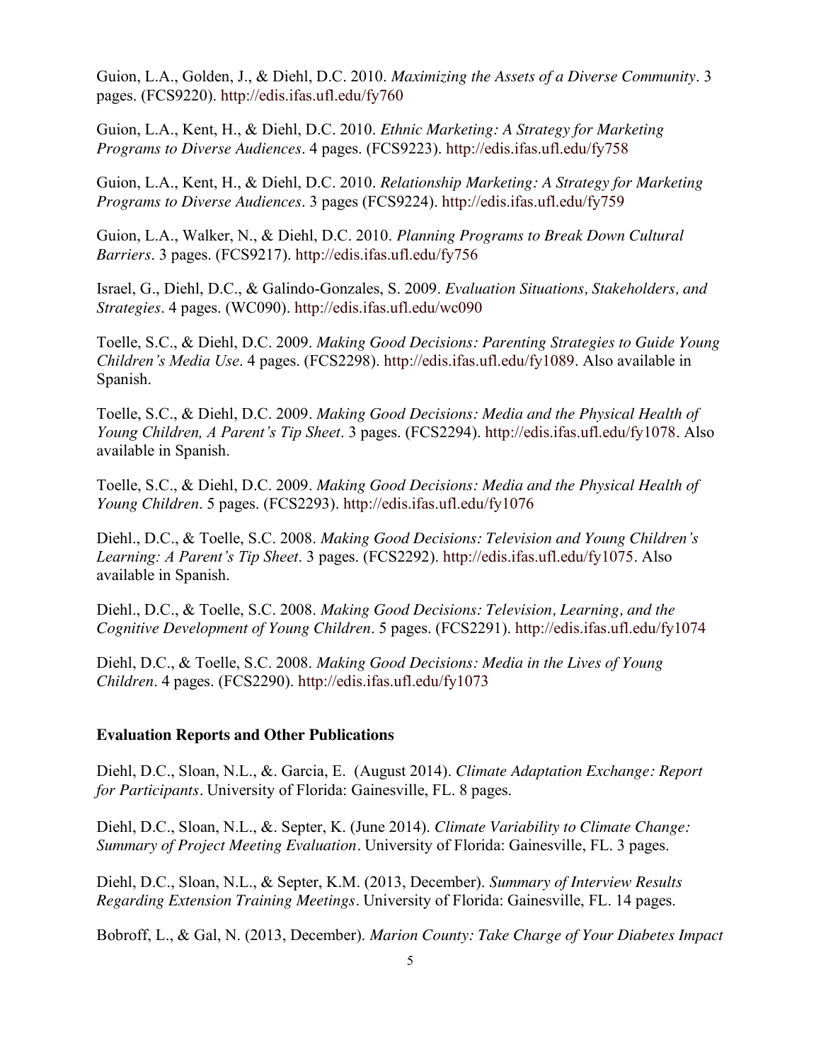Guion, L.A., Golden, J., & Diehl, D.C. 2010. *Maximizing the Assets of a Diverse Community*. 3 pages. (FCS9220). http://edis.ifas.ufl.edu/fy760

Guion, L.A., Kent, H., & Diehl, D.C. 2010. *Ethnic Marketing: A Strategy for Marketing Programs to Diverse Audiences*. 4 pages. (FCS9223). http://edis.ifas.ufl.edu/fy758

Guion, L.A., Kent, H., & Diehl, D.C. 2010. *Relationship Marketing: A Strategy for Marketing Programs to Diverse Audiences*. 3 pages (FCS9224). http://edis.ifas.ufl.edu/fy759

Guion, L.A., Walker, N., & Diehl, D.C. 2010. *Planning Programs to Break Down Cultural Barriers*. 3 pages. (FCS9217). http://edis.ifas.ufl.edu/fy756

Israel, G., Diehl, D.C., & Galindo-Gonzales, S. 2009. *Evaluation Situations, Stakeholders, and Strategies*. 4 pages. (WC090). http://edis.ifas.ufl.edu/wc090

Toelle, S.C., & Diehl, D.C. 2009. *Making Good Decisions: Parenting Strategies to Guide Young Children's Media Use*. 4 pages. (FCS2298). http://edis.ifas.ufl.edu/fy1089. Also available in Spanish.

Toelle, S.C., & Diehl, D.C. 2009. *Making Good Decisions: Media and the Physical Health of Young Children, A Parent's Tip Sheet*. 3 pages. (FCS2294). http://edis.ifas.ufl.edu/fy1078. Also available in Spanish.

Toelle, S.C., & Diehl, D.C. 2009. *Making Good Decisions: Media and the Physical Health of Young Children*. 5 pages. (FCS2293). http://edis.ifas.ufl.edu/fy1076

Diehl., D.C., & Toelle, S.C. 2008. *Making Good Decisions: Television and Young Children's Learning: A Parent's Tip Sheet*. 3 pages. (FCS2292). http://edis.ifas.ufl.edu/fy1075. Also available in Spanish.

Diehl., D.C., & Toelle, S.C. 2008. *Making Good Decisions: Television, Learning, and the Cognitive Development of Young Children*. 5 pages. (FCS2291). http://edis.ifas.ufl.edu/fy1074

Diehl, D.C., & Toelle, S.C. 2008. *Making Good Decisions: Media in the Lives of Young Children*. 4 pages. (FCS2290). http://edis.ifas.ufl.edu/fy1073

**Evaluation Reports and Other Publications**

Diehl, D.C., Sloan, N.L., &. Garcia, E. (August 2014). *Climate Adaptation Exchange: Report for Participants*. University of Florida: Gainesville, FL. 8 pages.

Diehl, D.C., Sloan, N.L., &. Septer, K. (June 2014). *Climate Variability to Climate Change: Summary of Project Meeting Evaluation*. University of Florida: Gainesville, FL. 3 pages.

Diehl, D.C., Sloan, N.L., & Septer, K.M. (2013, December). *Summary of Interview Results Regarding Extension Training Meetings*. University of Florida: Gainesville, FL. 14 pages.

Bobroff, L., & Gal, N. (2013, December). *Marion County: Take Charge of Your Diabetes Impact*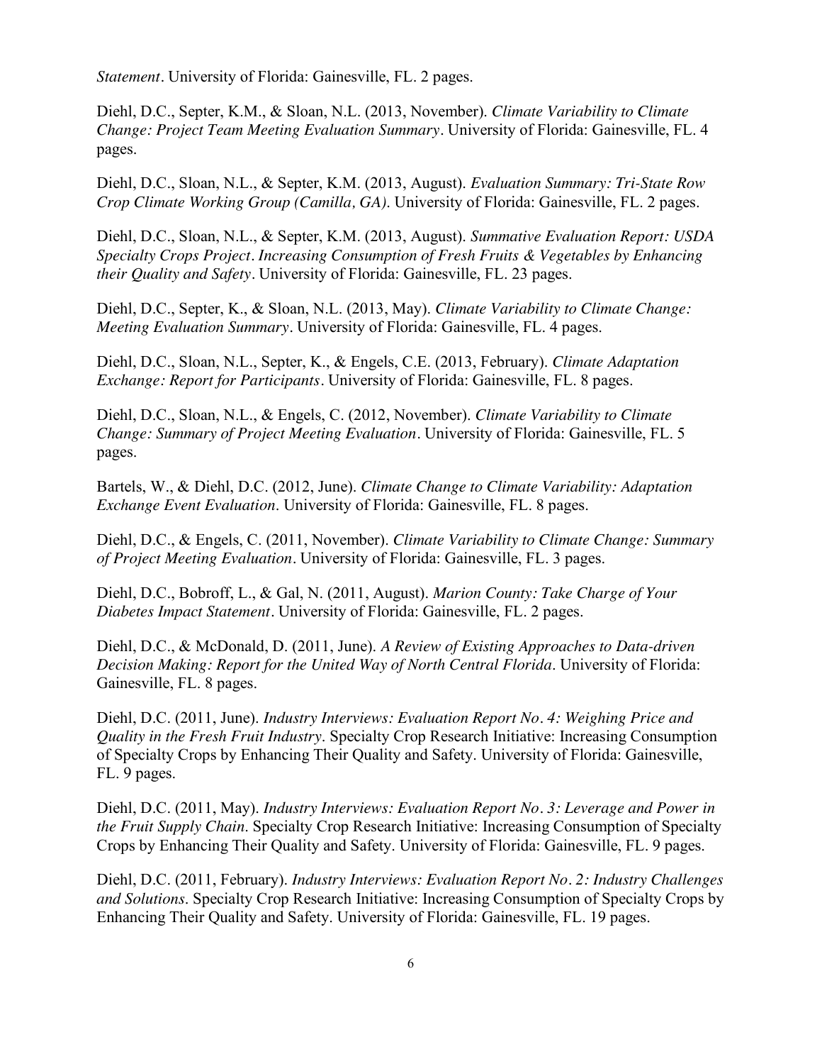*Statement*. University of Florida: Gainesville, FL. 2 pages.

Diehl, D.C., Septer, K.M., & Sloan, N.L. (2013, November). *Climate Variability to Climate Change: Project Team Meeting Evaluation Summary*. University of Florida: Gainesville, FL. 4 pages.

Diehl, D.C., Sloan, N.L., & Septer, K.M. (2013, August). *Evaluation Summary: Tri-State Row Crop Climate Working Group (Camilla, GA)*. University of Florida: Gainesville, FL. 2 pages.

Diehl, D.C., Sloan, N.L., & Septer, K.M. (2013, August). *Summative Evaluation Report: USDA Specialty Crops Project. Increasing Consumption of Fresh Fruits & Vegetables by Enhancing their Quality and Safety*. University of Florida: Gainesville, FL. 23 pages.

Diehl, D.C., Septer, K., & Sloan, N.L. (2013, May). *Climate Variability to Climate Change: Meeting Evaluation Summary*. University of Florida: Gainesville, FL. 4 pages.

Diehl, D.C., Sloan, N.L., Septer, K., & Engels, C.E. (2013, February). *Climate Adaptation Exchange: Report for Participants*. University of Florida: Gainesville, FL. 8 pages.

Diehl, D.C., Sloan, N.L., & Engels, C. (2012, November). *Climate Variability to Climate Change: Summary of Project Meeting Evaluation*. University of Florida: Gainesville, FL. 5 pages.

Bartels, W., & Diehl, D.C. (2012, June). *Climate Change to Climate Variability: Adaptation Exchange Event Evaluation*. University of Florida: Gainesville, FL. 8 pages.

Diehl, D.C., & Engels, C. (2011, November). *Climate Variability to Climate Change: Summary of Project Meeting Evaluation*. University of Florida: Gainesville, FL. 3 pages.

Diehl, D.C., Bobroff, L., & Gal, N. (2011, August). *Marion County: Take Charge of Your Diabetes Impact Statement*. University of Florida: Gainesville, FL. 2 pages.

Diehl, D.C., & McDonald, D. (2011, June). *A Review of Existing Approaches to Data-driven Decision Making: Report for the United Way of North Central Florida*. University of Florida: Gainesville, FL. 8 pages.

Diehl, D.C. (2011, June). *Industry Interviews: Evaluation Report No. 4: Weighing Price and Quality in the Fresh Fruit Industry*. Specialty Crop Research Initiative: Increasing Consumption of Specialty Crops by Enhancing Their Quality and Safety. University of Florida: Gainesville, FL. 9 pages.

Diehl, D.C. (2011, May). *Industry Interviews: Evaluation Report No. 3: Leverage and Power in the Fruit Supply Chain*. Specialty Crop Research Initiative: Increasing Consumption of Specialty Crops by Enhancing Their Quality and Safety. University of Florida: Gainesville, FL. 9 pages.

Diehl, D.C. (2011, February). *Industry Interviews: Evaluation Report No. 2: Industry Challenges and Solutions*. Specialty Crop Research Initiative: Increasing Consumption of Specialty Crops by Enhancing Their Quality and Safety. University of Florida: Gainesville, FL. 19 pages.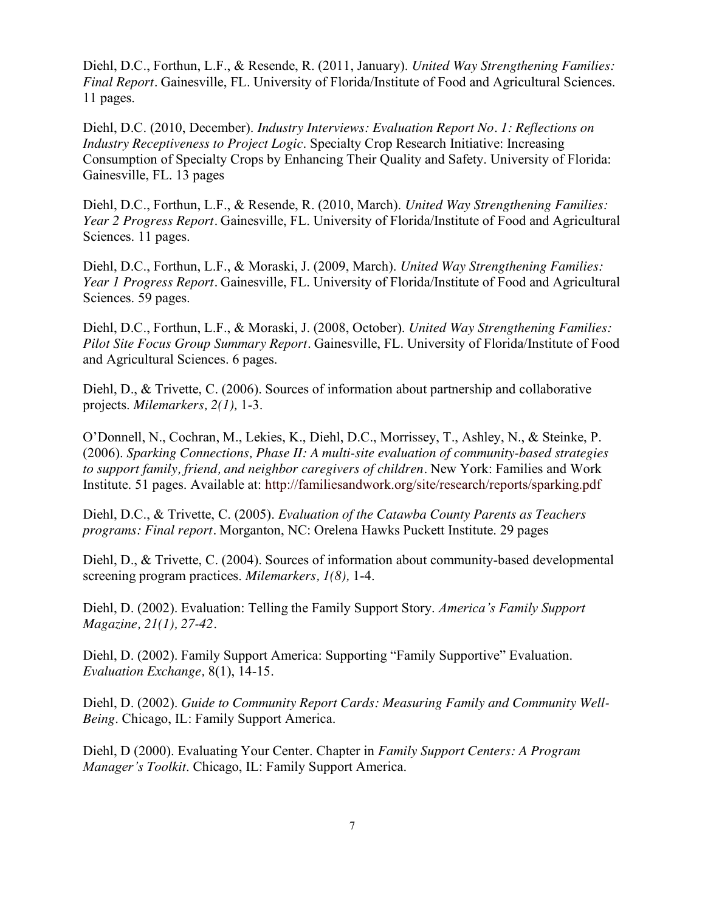Diehl, D.C., Forthun, L.F., & Resende, R. (2011, January). *United Way Strengthening Families: Final Report*. Gainesville, FL. University of Florida/Institute of Food and Agricultural Sciences. 11 pages.

Diehl, D.C. (2010, December). *Industry Interviews: Evaluation Report No. 1: Reflections on Industry Receptiveness to Project Logic*. Specialty Crop Research Initiative: Increasing Consumption of Specialty Crops by Enhancing Their Quality and Safety. University of Florida: Gainesville, FL. 13 pages

Diehl, D.C., Forthun, L.F., & Resende, R. (2010, March). *United Way Strengthening Families: Year 2 Progress Report*. Gainesville, FL. University of Florida/Institute of Food and Agricultural Sciences. 11 pages.

Diehl, D.C., Forthun, L.F., & Moraski, J. (2009, March). *United Way Strengthening Families: Year 1 Progress Report*. Gainesville, FL. University of Florida/Institute of Food and Agricultural Sciences. 59 pages.

Diehl, D.C., Forthun, L.F., & Moraski, J. (2008, October). *United Way Strengthening Families: Pilot Site Focus Group Summary Report*. Gainesville, FL. University of Florida/Institute of Food and Agricultural Sciences. 6 pages.

Diehl, D., & Trivette, C. (2006). Sources of information about partnership and collaborative projects. *Milemarkers, 2(1),* 1-3.

O'Donnell, N., Cochran, M., Lekies, K., Diehl, D.C., Morrissey, T., Ashley, N., & Steinke, P. (2006). *Sparking Connections, Phase II: A multi-site evaluation of community-based strategies to support family, friend, and neighbor caregivers of children*. New York: Families and Work Institute. 51 pages. Available at: http://familiesandwork.org/site/research/reports/sparking.pdf

Diehl, D.C., & Trivette, C. (2005). *Evaluation of the Catawba County Parents as Teachers programs: Final report*. Morganton, NC: Orelena Hawks Puckett Institute. 29 pages

Diehl, D., & Trivette, C. (2004). Sources of information about community-based developmental screening program practices. *Milemarkers, 1(8),* 1-4.

Diehl, D. (2002). Evaluation: Telling the Family Support Story. *America's Family Support Magazine, 21(1), 27-42*.

Diehl, D. (2002). Family Support America: Supporting "Family Supportive" Evaluation. *Evaluation Exchange,* 8(1), 14-15.

Diehl, D. (2002). *Guide to Community Report Cards: Measuring Family and Community Well-Being*. Chicago, IL: Family Support America.

Diehl, D (2000). Evaluating Your Center. Chapter in *Family Support Centers: A Program Manager's Toolkit*. Chicago, IL: Family Support America.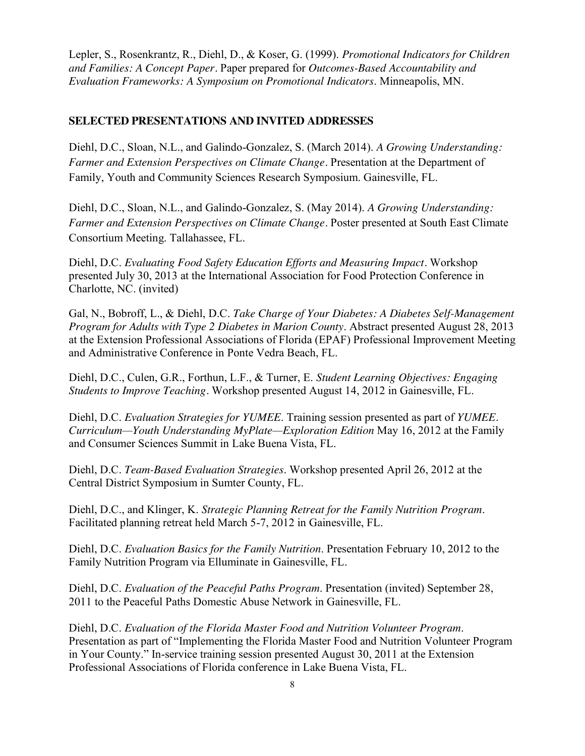Lepler, S., Rosenkrantz, R., Diehl, D., & Koser, G. (1999). *Promotional Indicators for Children and Families: A Concept Paper*. Paper prepared for *Outcomes-Based Accountability and Evaluation Frameworks: A Symposium on Promotional Indicators*. Minneapolis, MN.

## SELECTED PRESENTATIONS AND INVITED ADDRESSES

Diehl, D.C., Sloan, N.L., and Galindo-Gonzalez, S. (March 2014). *A Growing Understanding: Farmer and Extension Perspectives on Climate Change*. Presentation at the Department of Family, Youth and Community Sciences Research Symposium. Gainesville, FL.

Diehl, D.C., Sloan, N.L., and Galindo-Gonzalez, S. (May 2014). *A Growing Understanding: Farmer and Extension Perspectives on Climate Change*. Poster presented at South East Climate Consortium Meeting. Tallahassee, FL.

Diehl, D.C. *Evaluating Food Safety Education Efforts and Measuring Impact*. Workshop presented July 30, 2013 at the International Association for Food Protection Conference in Charlotte, NC. (invited)

Gal, N., Bobroff, L., & Diehl, D.C. *Take Charge of Your Diabetes: A Diabetes Self-Management Program for Adults with Type 2 Diabetes in Marion County*. Abstract presented August 28, 2013 at the Extension Professional Associations of Florida (EPAF) Professional Improvement Meeting and Administrative Conference in Ponte Vedra Beach, FL.

Diehl, D.C., Culen, G.R., Forthun, L.F., & Turner, E. *Student Learning Objectives: Engaging Students to Improve Teaching*. Workshop presented August 14, 2012 in Gainesville, FL.

Diehl, D.C. *Evaluation Strategies for YUMEE*. Training session presented as part of *YUMEE. Curriculum—Youth Understanding MyPlate—Exploration Edition* May 16, 2012 at the Family and Consumer Sciences Summit in Lake Buena Vista, FL.

Diehl, D.C. *Team-Based Evaluation Strategies*. Workshop presented April 26, 2012 at the Central District Symposium in Sumter County, FL.

Diehl, D.C., and Klinger, K. *Strategic Planning Retreat for the Family Nutrition Program*. Facilitated planning retreat held March 5-7, 2012 in Gainesville, FL.

Diehl, D.C. *Evaluation Basics for the Family Nutrition*. Presentation February 10, 2012 to the Family Nutrition Program via Elluminate in Gainesville, FL.

Diehl, D.C. *Evaluation of the Peaceful Paths Program*. Presentation (invited) September 28, 2011 to the Peaceful Paths Domestic Abuse Network in Gainesville, FL.

Diehl, D.C. *Evaluation of the Florida Master Food and Nutrition Volunteer Program*. Presentation as part of "Implementing the Florida Master Food and Nutrition Volunteer Program in Your County." In-service training session presented August 30, 2011 at the Extension Professional Associations of Florida conference in Lake Buena Vista, FL.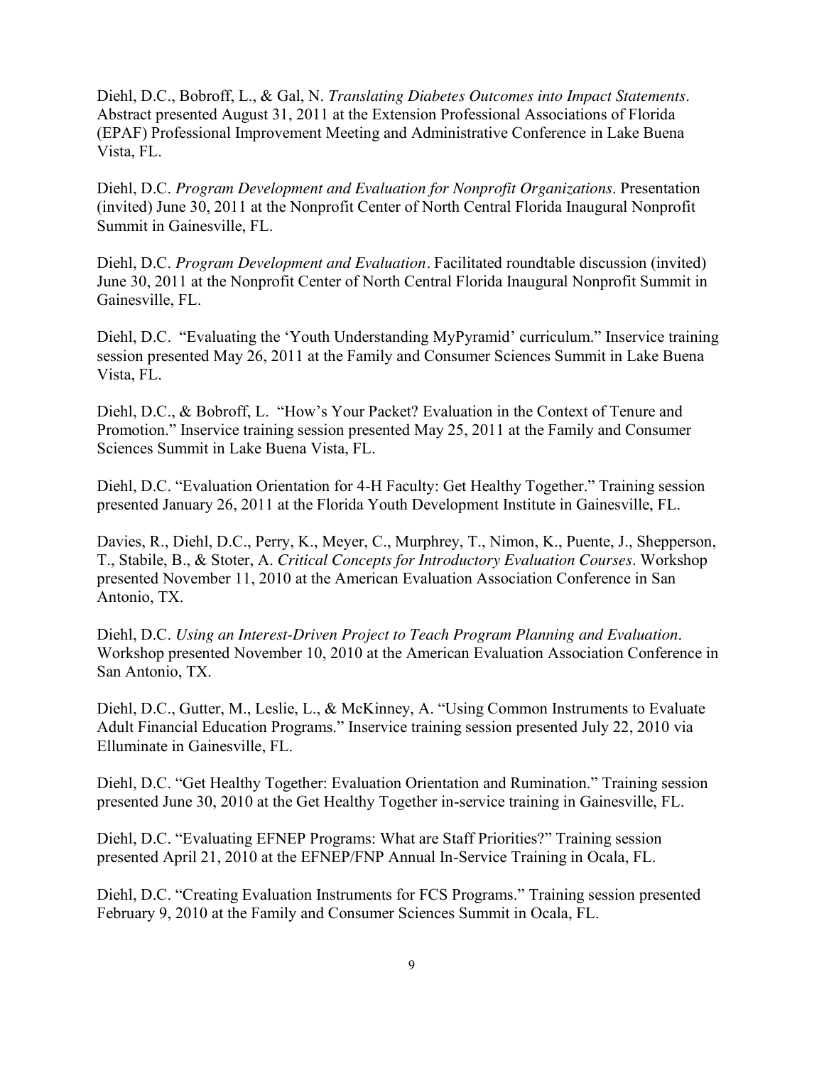Diehl, D.C., Bobroff, L., & Gal, N. *Translating Diabetes Outcomes into Impact Statements*. Abstract presented August 31, 2011 at the Extension Professional Associations of Florida (EPAF) Professional Improvement Meeting and Administrative Conference in Lake Buena Vista, FL.

Diehl, D.C. *Program Development and Evaluation for Nonprofit Organizations*. Presentation (invited) June 30, 2011 at the Nonprofit Center of North Central Florida Inaugural Nonprofit Summit in Gainesville, FL.

Diehl, D.C. *Program Development and Evaluation*. Facilitated roundtable discussion (invited) June 30, 2011 at the Nonprofit Center of North Central Florida Inaugural Nonprofit Summit in Gainesville, FL.

Diehl, D.C. "Evaluating the 'Youth Understanding MyPyramid' curriculum." Inservice training session presented May 26, 2011 at the Family and Consumer Sciences Summit in Lake Buena Vista, FL.

Diehl, D.C., & Bobroff, L. "How's Your Packet? Evaluation in the Context of Tenure and Promotion." Inservice training session presented May 25, 2011 at the Family and Consumer Sciences Summit in Lake Buena Vista, FL.

Diehl, D.C. "Evaluation Orientation for 4-H Faculty: Get Healthy Together." Training session presented January 26, 2011 at the Florida Youth Development Institute in Gainesville, FL.

Davies, R., Diehl, D.C., Perry, K., Meyer, C., Murphrey, T., Nimon, K., Puente, J., Shepperson, T., Stabile, B., & Stoter, A. *Critical Concepts for Introductory Evaluation Courses*. Workshop presented November 11, 2010 at the American Evaluation Association Conference in San Antonio, TX.

Diehl, D.C. *Using an Interest-Driven Project to Teach Program Planning and Evaluation*. Workshop presented November 10, 2010 at the American Evaluation Association Conference in San Antonio, TX.

Diehl, D.C., Gutter, M., Leslie, L., & McKinney, A. "Using Common Instruments to Evaluate Adult Financial Education Programs." Inservice training session presented July 22, 2010 via Elluminate in Gainesville, FL.

Diehl, D.C. "Get Healthy Together: Evaluation Orientation and Rumination." Training session presented June 30, 2010 at the Get Healthy Together in-service training in Gainesville, FL.

Diehl, D.C. "Evaluating EFNEP Programs: What are Staff Priorities?" Training session presented April 21, 2010 at the EFNEP/FNP Annual In-Service Training in Ocala, FL.

Diehl, D.C. "Creating Evaluation Instruments for FCS Programs." Training session presented February 9, 2010 at the Family and Consumer Sciences Summit in Ocala, FL.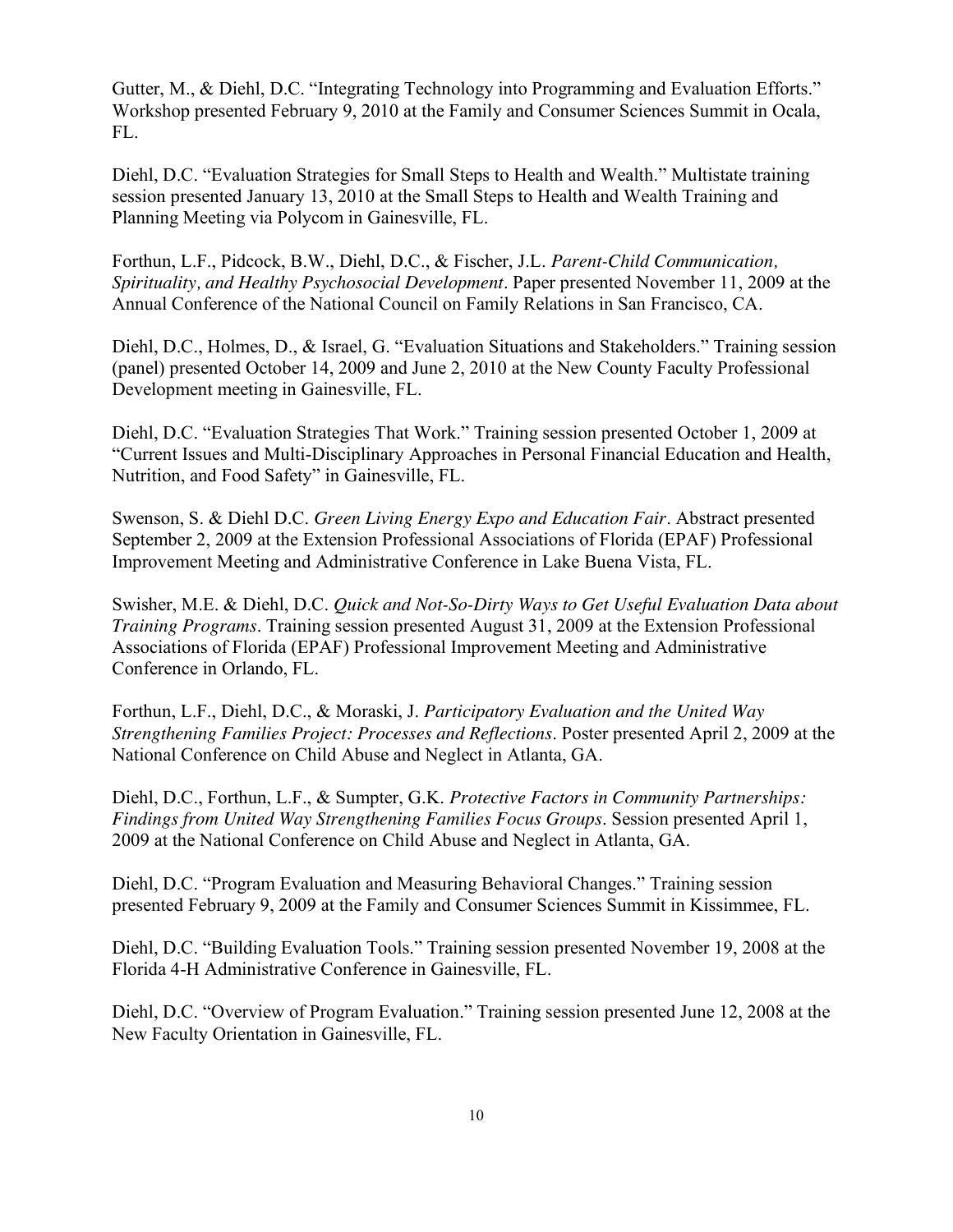Gutter, M., & Diehl, D.C. "Integrating Technology into Programming and Evaluation Efforts." Workshop presented February 9, 2010 at the Family and Consumer Sciences Summit in Ocala, FL.

Diehl, D.C. "Evaluation Strategies for Small Steps to Health and Wealth." Multistate training session presented January 13, 2010 at the Small Steps to Health and Wealth Training and Planning Meeting via Polycom in Gainesville, FL.

Forthun, L.F., Pidcock, B.W., Diehl, D.C., & Fischer, J.L. *Parent-Child Communication, Spirituality, and Healthy Psychosocial Development*. Paper presented November 11, 2009 at the Annual Conference of the National Council on Family Relations in San Francisco, CA.

Diehl, D.C., Holmes, D., & Israel, G. "Evaluation Situations and Stakeholders." Training session (panel) presented October 14, 2009 and June 2, 2010 at the New County Faculty Professional Development meeting in Gainesville, FL.

Diehl, D.C. "Evaluation Strategies That Work." Training session presented October 1, 2009 at "Current Issues and Multi-Disciplinary Approaches in Personal Financial Education and Health, Nutrition, and Food Safety" in Gainesville, FL.

Swenson, S. & Diehl D.C. *Green Living Energy Expo and Education Fair*. Abstract presented September 2, 2009 at the Extension Professional Associations of Florida (EPAF) Professional Improvement Meeting and Administrative Conference in Lake Buena Vista, FL.

Swisher, M.E. & Diehl, D.C. *Quick and Not-So-Dirty Ways to Get Useful Evaluation Data about Training Programs*. Training session presented August 31, 2009 at the Extension Professional Associations of Florida (EPAF) Professional Improvement Meeting and Administrative Conference in Orlando, FL.

Forthun, L.F., Diehl, D.C., & Moraski, J. *Participatory Evaluation and the United Way Strengthening Families Project: Processes and Reflections*. Poster presented April 2, 2009 at the National Conference on Child Abuse and Neglect in Atlanta, GA.

Diehl, D.C., Forthun, L.F., & Sumpter, G.K. *Protective Factors in Community Partnerships: Findings from United Way Strengthening Families Focus Groups*. Session presented April 1, 2009 at the National Conference on Child Abuse and Neglect in Atlanta, GA.

Diehl, D.C. "Program Evaluation and Measuring Behavioral Changes." Training session presented February 9, 2009 at the Family and Consumer Sciences Summit in Kissimmee, FL.

Diehl, D.C. "Building Evaluation Tools." Training session presented November 19, 2008 at the Florida 4-H Administrative Conference in Gainesville, FL.

Diehl, D.C. "Overview of Program Evaluation." Training session presented June 12, 2008 at the New Faculty Orientation in Gainesville, FL.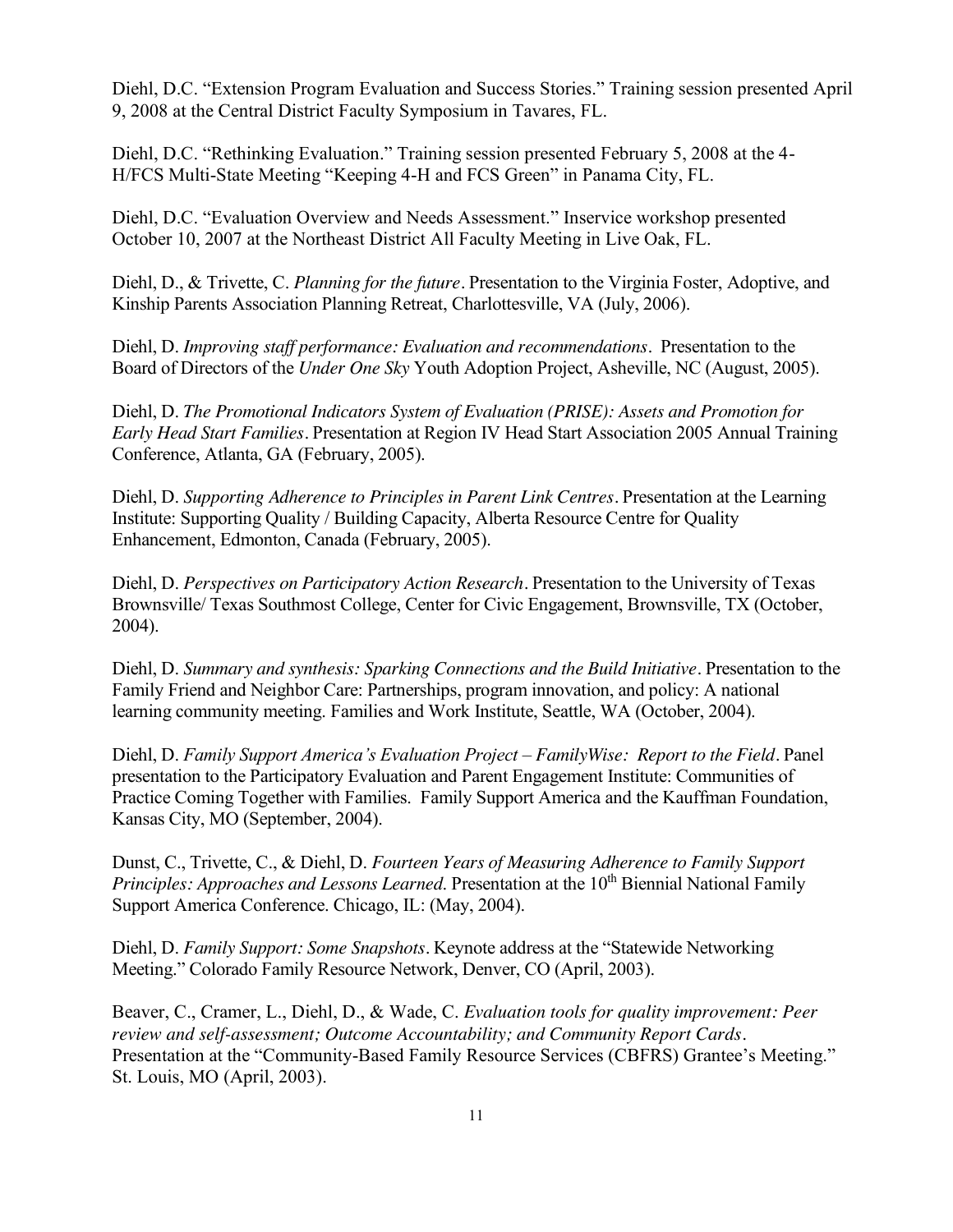Diehl, D.C. "Extension Program Evaluation and Success Stories." Training session presented April 9, 2008 at the Central District Faculty Symposium in Tavares, FL.

Diehl, D.C. "Rethinking Evaluation." Training session presented February 5, 2008 at the 4-H/FCS Multi-State Meeting "Keeping 4-H and FCS Green" in Panama City, FL.

Diehl, D.C. "Evaluation Overview and Needs Assessment." Inservice workshop presented October 10, 2007 at the Northeast District All Faculty Meeting in Live Oak, FL.

Diehl, D., & Trivette, C. *Planning for the future*. Presentation to the Virginia Foster, Adoptive, and Kinship Parents Association Planning Retreat, Charlottesville, VA (July, 2006).

Diehl, D. *Improving staff performance: Evaluation and recommendations*. Presentation to the Board of Directors of the *Under One Sky* Youth Adoption Project, Asheville, NC (August, 2005).

Diehl, D. *The Promotional Indicators System of Evaluation (PRISE): Assets and Promotion for Early Head Start Families*. Presentation at Region IV Head Start Association 2005 Annual Training Conference, Atlanta, GA (February, 2005).

Diehl, D. *Supporting Adherence to Principles in Parent Link Centres*. Presentation at the Learning Institute: Supporting Quality / Building Capacity, Alberta Resource Centre for Quality Enhancement, Edmonton, Canada (February, 2005).

Diehl, D. *Perspectives on Participatory Action Research*. Presentation to the University of Texas Brownsville/ Texas Southmost College, Center for Civic Engagement, Brownsville, TX (October, 2004).

Diehl, D. *Summary and synthesis: Sparking Connections and the Build Initiative*. Presentation to the Family Friend and Neighbor Care: Partnerships, program innovation, and policy: A national learning community meeting. Families and Work Institute, Seattle, WA (October, 2004).

Diehl, D. *Family Support America's Evaluation Project – FamilyWise: Report to the Field*. Panel presentation to the Participatory Evaluation and Parent Engagement Institute: Communities of Practice Coming Together with Families. Family Support America and the Kauffman Foundation, Kansas City, MO (September, 2004).

Dunst, C., Trivette, C., & Diehl, D. *Fourteen Years of Measuring Adherence to Family Support Principles: Approaches and Lessons Learned*. Presentation at the 10th Biennial National Family Support America Conference. Chicago, IL: (May, 2004).

Diehl, D. *Family Support: Some Snapshots*. Keynote address at the "Statewide Networking Meeting." Colorado Family Resource Network, Denver, CO (April, 2003).

Beaver, C., Cramer, L., Diehl, D., & Wade, C. *Evaluation tools for quality improvement: Peer review and self-assessment; Outcome Accountability; and Community Report Cards*. Presentation at the "Community-Based Family Resource Services (CBFRS) Grantee's Meeting." St. Louis, MO (April, 2003).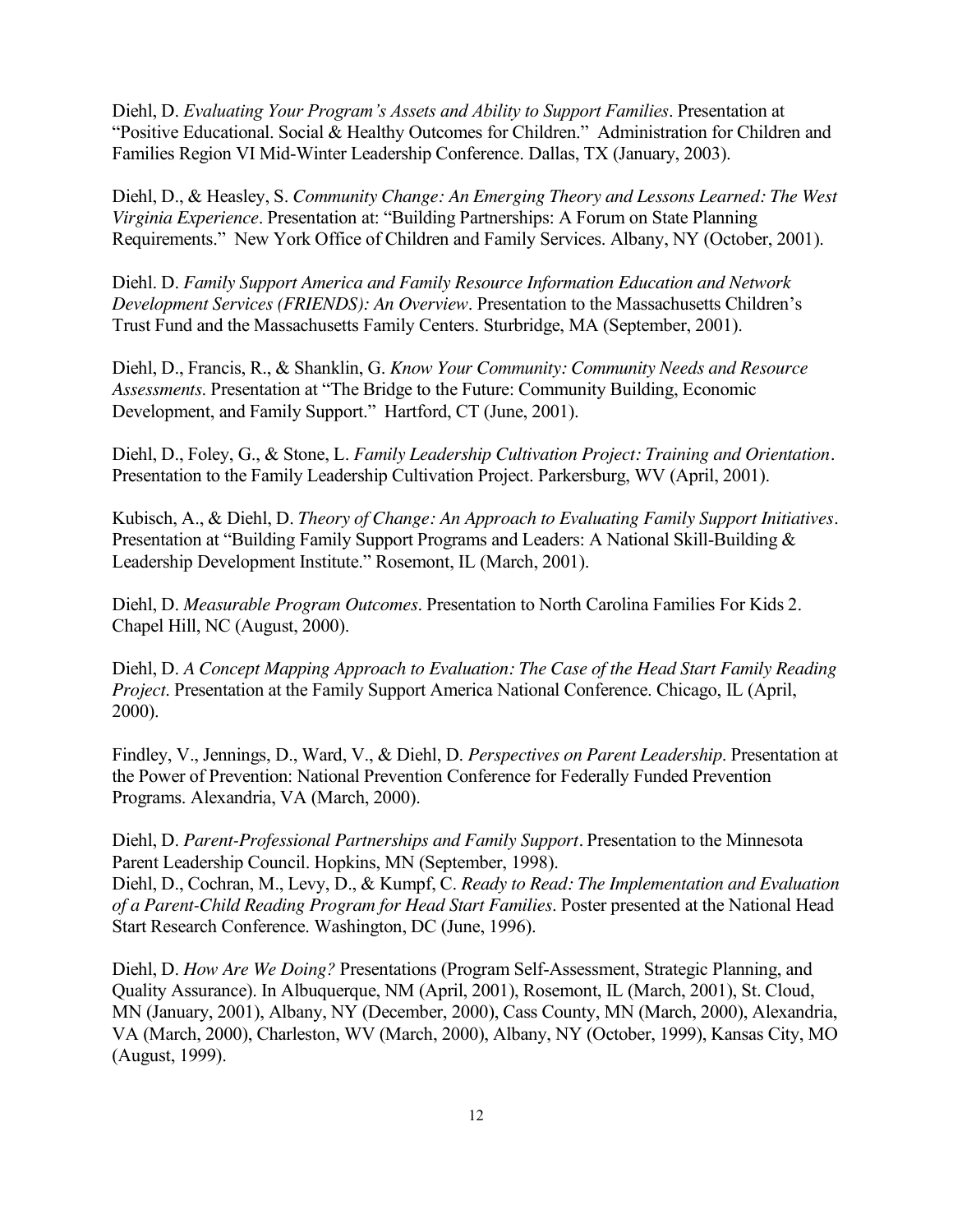Diehl, D. *Evaluating Your Program's Assets and Ability to Support Families*. Presentation at "Positive Educational. Social & Healthy Outcomes for Children." Administration for Children and Families Region VI Mid-Winter Leadership Conference. Dallas, TX (January, 2003).

Diehl, D., & Heasley, S. *Community Change: An Emerging Theory and Lessons Learned: The West Virginia Experience*. Presentation at: "Building Partnerships: A Forum on State Planning Requirements." New York Office of Children and Family Services. Albany, NY (October, 2001).

Diehl. D. *Family Support America and Family Resource Information Education and Network Development Services (FRIENDS): An Overview*. Presentation to the Massachusetts Children's Trust Fund and the Massachusetts Family Centers. Sturbridge, MA (September, 2001).

Diehl, D., Francis, R., & Shanklin, G. *Know Your Community: Community Needs and Resource Assessments*. Presentation at "The Bridge to the Future: Community Building, Economic Development, and Family Support." Hartford, CT (June, 2001).

Diehl, D., Foley, G., & Stone, L. *Family Leadership Cultivation Project: Training and Orientation*. Presentation to the Family Leadership Cultivation Project. Parkersburg, WV (April, 2001).

Kubisch, A., & Diehl, D. *Theory of Change: An Approach to Evaluating Family Support Initiatives*. Presentation at "Building Family Support Programs and Leaders: A National Skill-Building & Leadership Development Institute." Rosemont, IL (March, 2001).

Diehl, D. *Measurable Program Outcomes*. Presentation to North Carolina Families For Kids 2. Chapel Hill, NC (August, 2000).

Diehl, D. *A Concept Mapping Approach to Evaluation: The Case of the Head Start Family Reading Project*. Presentation at the Family Support America National Conference. Chicago, IL (April, 2000).

Findley, V., Jennings, D., Ward, V., & Diehl, D. *Perspectives on Parent Leadership*. Presentation at the Power of Prevention: National Prevention Conference for Federally Funded Prevention Programs. Alexandria, VA (March, 2000).

Diehl, D. *Parent-Professional Partnerships and Family Support*. Presentation to the Minnesota Parent Leadership Council. Hopkins, MN (September, 1998).

Diehl, D., Cochran, M., Levy, D., & Kumpf, C. *Ready to Read: The Implementation and Evaluation of a Parent-Child Reading Program for Head Start Families*. Poster presented at the National Head Start Research Conference. Washington, DC (June, 1996).

Diehl, D. *How Are We Doing?* Presentations (Program Self-Assessment, Strategic Planning, and Quality Assurance). In Albuquerque, NM (April, 2001), Rosemont, IL (March, 2001), St. Cloud, MN (January, 2001), Albany, NY (December, 2000), Cass County, MN (March, 2000), Alexandria, VA (March, 2000), Charleston, WV (March, 2000), Albany, NY (October, 1999), Kansas City, MO (August, 1999).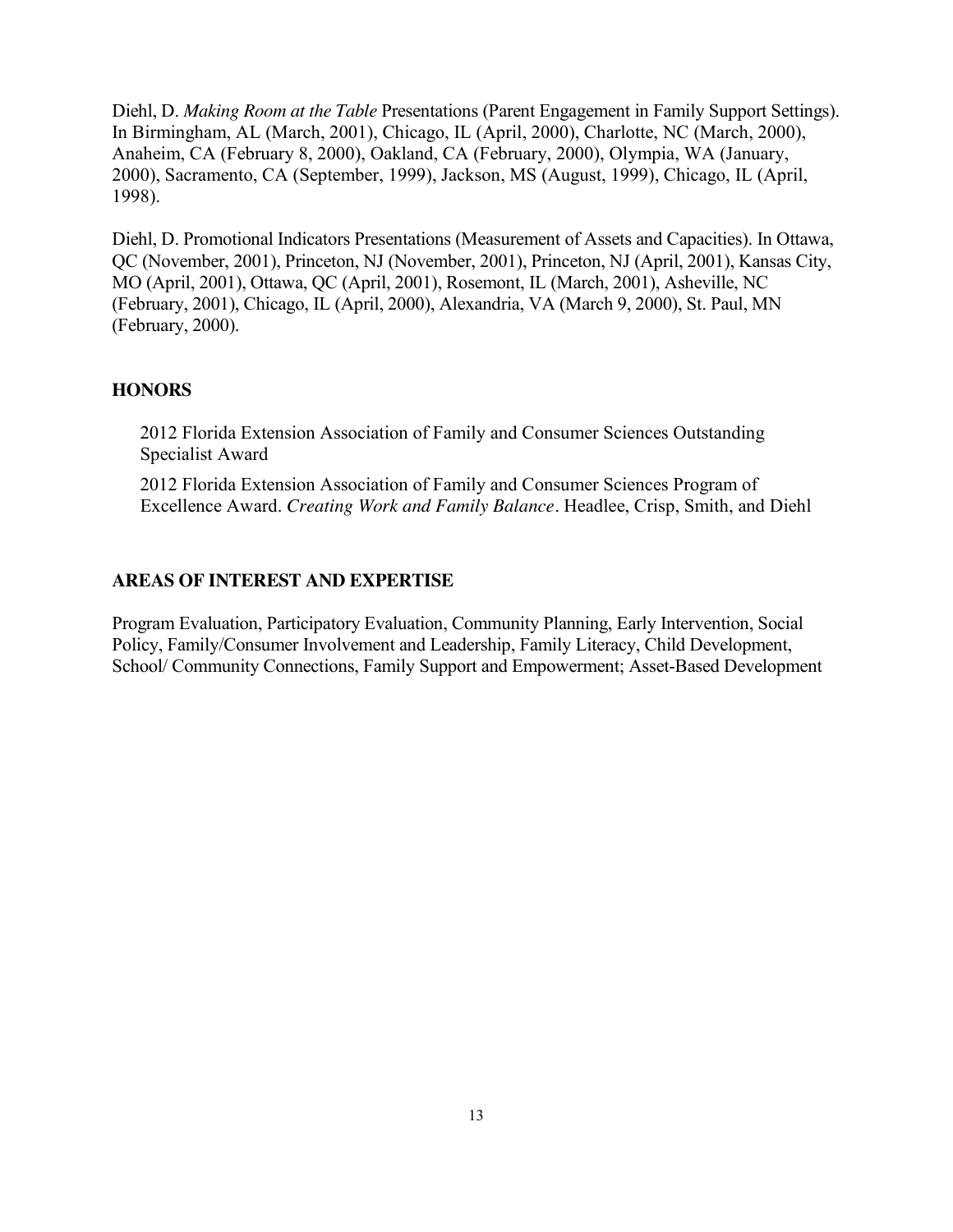Diehl, D. *Making Room at the Table* Presentations (Parent Engagement in Family Support Settings). In Birmingham, AL (March, 2001), Chicago, IL (April, 2000), Charlotte, NC (March, 2000), Anaheim, CA (February 8, 2000), Oakland, CA (February, 2000), Olympia, WA (January, 2000), Sacramento, CA (September, 1999), Jackson, MS (August, 1999), Chicago, IL (April, 1998).

Diehl, D. Promotional Indicators Presentations (Measurement of Assets and Capacities). In Ottawa, QC (November, 2001), Princeton, NJ (November, 2001), Princeton, NJ (April, 2001), Kansas City, MO (April, 2001), Ottawa, QC (April, 2001), Rosemont, IL (March, 2001), Asheville, NC (February, 2001), Chicago, IL (April, 2000), Alexandria, VA (March 9, 2000), St. Paul, MN (February, 2000).

## HONORS

2012 Florida Extension Association of Family and Consumer Sciences Outstanding Specialist Award

2012 Florida Extension Association of Family and Consumer Sciences Program of Excellence Award. *Creating Work and Family Balance*. Headlee, Crisp, Smith, and Diehl

## AREAS OF INTEREST AND EXPERTISE

Program Evaluation, Participatory Evaluation, Community Planning, Early Intervention, Social Policy, Family/Consumer Involvement and Leadership, Family Literacy, Child Development, School/ Community Connections, Family Support and Empowerment; Asset-Based Development